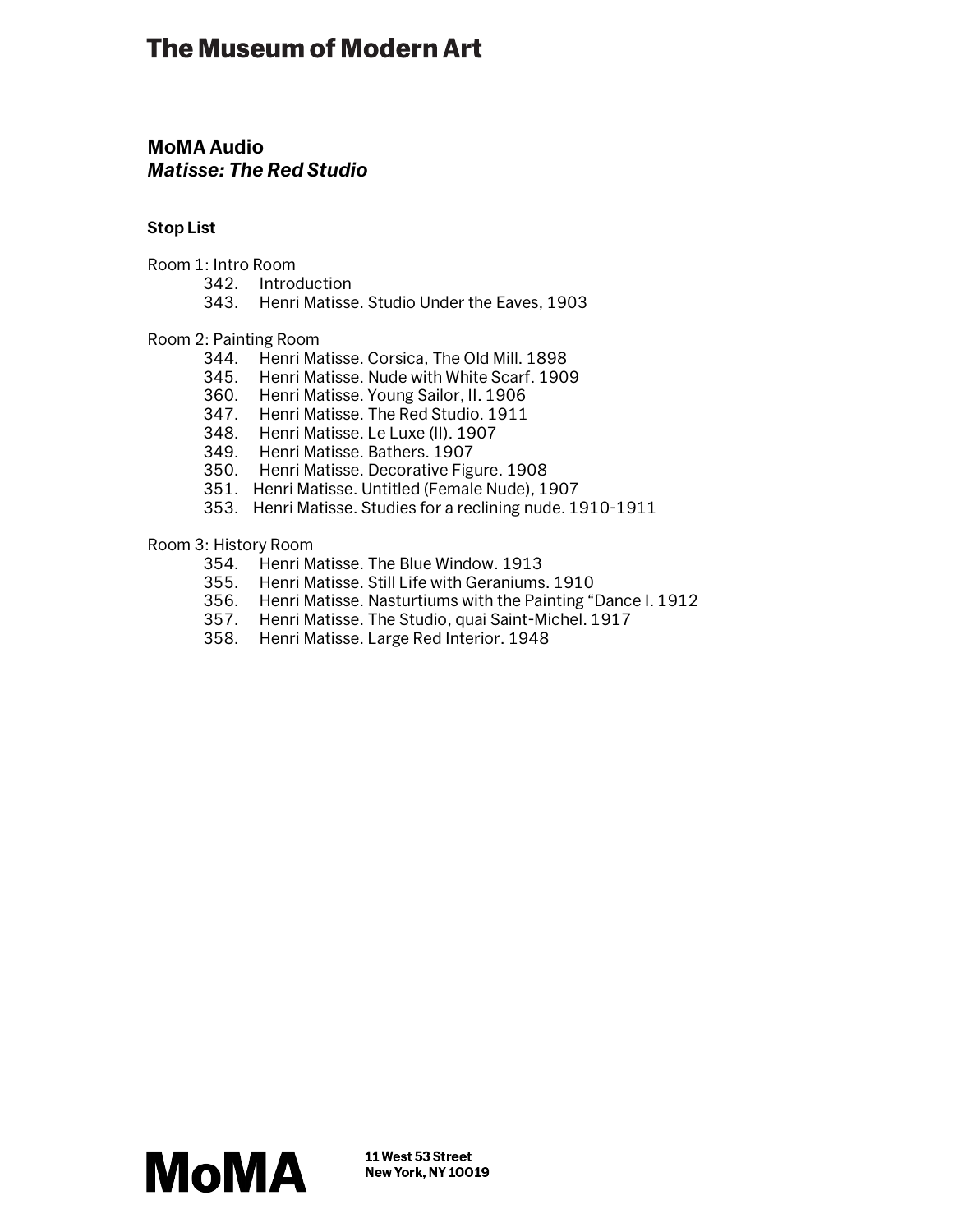# The Museum of Modern Art

## MoMA Audio
### *Matisse: The Red Studio*

**Stop List**

Room 1: Intro Room

- 342. Introduction
- 343. Henri Matisse. Studio Under the Eaves, 1903

Room 2: Painting Room

- 344. Henri Matisse. Corsica, The Old Mill. 1898
- 345. Henri Matisse. Nude with White Scarf. 1909
- 360. Henri Matisse. Young Sailor, II. 1906
- 347. Henri Matisse. The Red Studio. 1911
- 348. Henri Matisse. Le Luxe (II). 1907
- 349. Henri Matisse. Bathers. 1907
- 350. Henri Matisse. Decorative Figure. 1908
- 351. Henri Matisse. Untitled (Female Nude), 1907
- 353. Henri Matisse. Studies for a reclining nude. 1910-1911

Room 3: History Room

- 354. Henri Matisse. The Blue Window. 1913
- 355. Henri Matisse. Still Life with Geraniums. 1910
- 356. Henri Matisse. Nasturtiums with the Painting "Dance I. 1912
- 357. Henri Matisse. The Studio, quai Saint-Michel. 1917
- 358. Henri Matisse. Large Red Interior. 1948

**MoMA**

**11 West 53 Street**
**New York, NY 10019**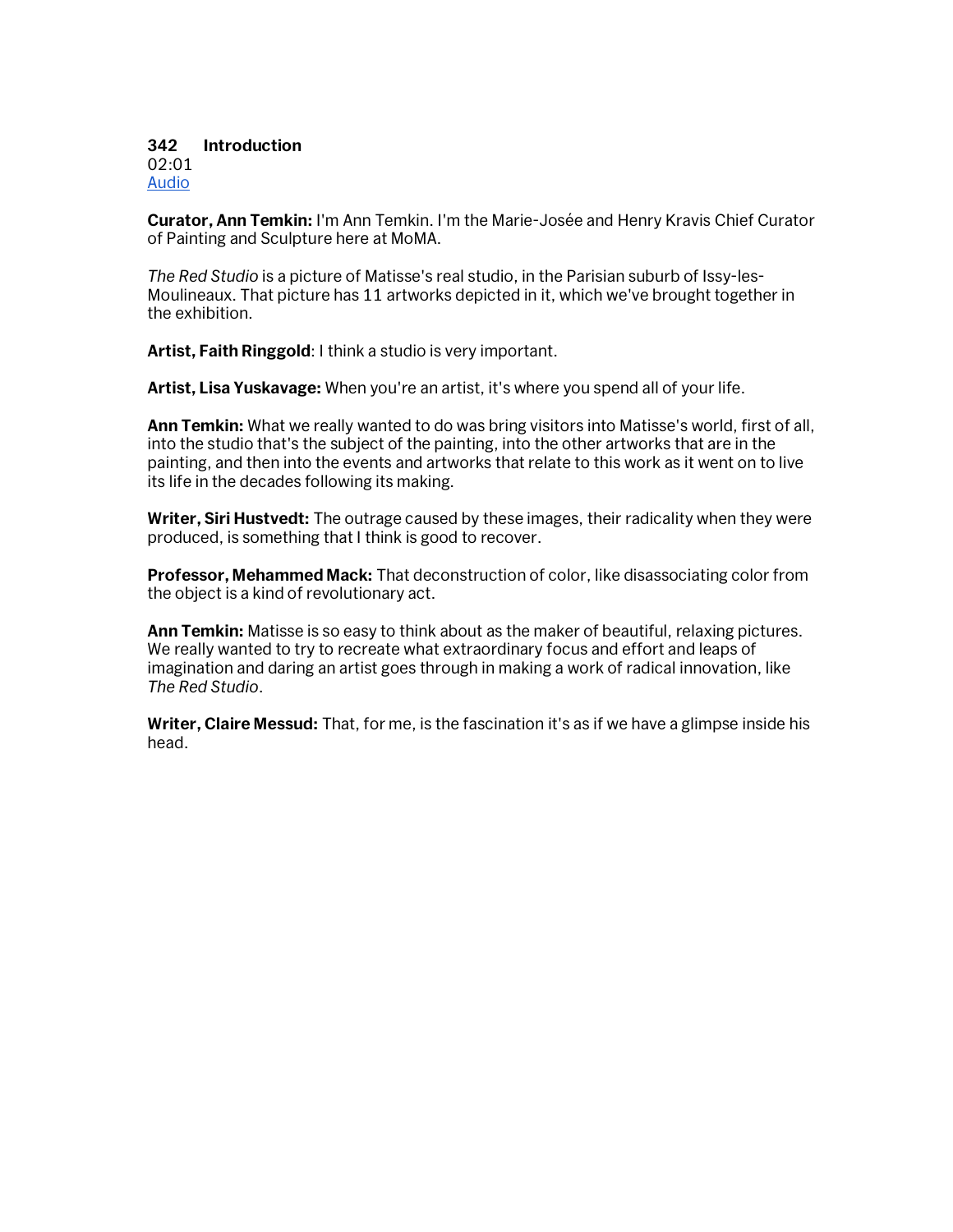**342 Introduction**
02:01
[Audio]

**Curator, Ann Temkin:** I'm Ann Temkin. I'm the Marie-Josée and Henry Kravis Chief Curator of Painting and Sculpture here at MoMA.

*The Red Studio* is a picture of Matisse's real studio, in the Parisian suburb of Issy-les-Moulineaux. That picture has 11 artworks depicted in it, which we've brought together in the exhibition.

**Artist, Faith Ringgold**: I think a studio is very important.

**Artist, Lisa Yuskavage:** When you're an artist, it's where you spend all of your life.

**Ann Temkin:** What we really wanted to do was bring visitors into Matisse's world, first of all, into the studio that's the subject of the painting, into the other artworks that are in the painting, and then into the events and artworks that relate to this work as it went on to live its life in the decades following its making.

**Writer, Siri Hustvedt:** The outrage caused by these images, their radicality when they were produced, is something that I think is good to recover.

**Professor, Mehammed Mack:** That deconstruction of color, like disassociating color from the object is a kind of revolutionary act.

**Ann Temkin:** Matisse is so easy to think about as the maker of beautiful, relaxing pictures. We really wanted to try to recreate what extraordinary focus and effort and leaps of imagination and daring an artist goes through in making a work of radical innovation, like *The Red Studio*.

**Writer, Claire Messud:** That, for me, is the fascination it's as if we have a glimpse inside his head.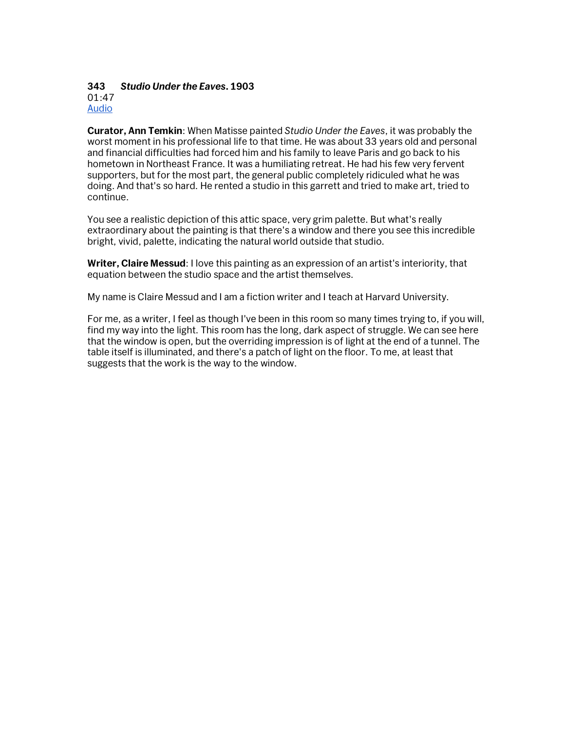**343** ***Studio Under the Eaves*. 1903**
01:47
[Audio]

**Curator, Ann Temkin**: When Matisse painted *Studio Under the Eaves*, it was probably the worst moment in his professional life to that time. He was about 33 years old and personal and financial difficulties had forced him and his family to leave Paris and go back to his hometown in Northeast France. It was a humiliating retreat. He had his few very fervent supporters, but for the most part, the general public completely ridiculed what he was doing. And that's so hard. He rented a studio in this garrett and tried to make art, tried to continue.

You see a realistic depiction of this attic space, very grim palette. But what's really extraordinary about the painting is that there's a window and there you see this incredible bright, vivid, palette, indicating the natural world outside that studio.

**Writer, Claire Messud**: I love this painting as an expression of an artist's interiority, that equation between the studio space and the artist themselves.

My name is Claire Messud and I am a fiction writer and I teach at Harvard University.

For me, as a writer, I feel as though I've been in this room so many times trying to, if you will, find my way into the light. This room has the long, dark aspect of struggle. We can see here that the window is open, but the overriding impression is of light at the end of a tunnel. The table itself is illuminated, and there's a patch of light on the floor. To me, at least that suggests that the work is the way to the window.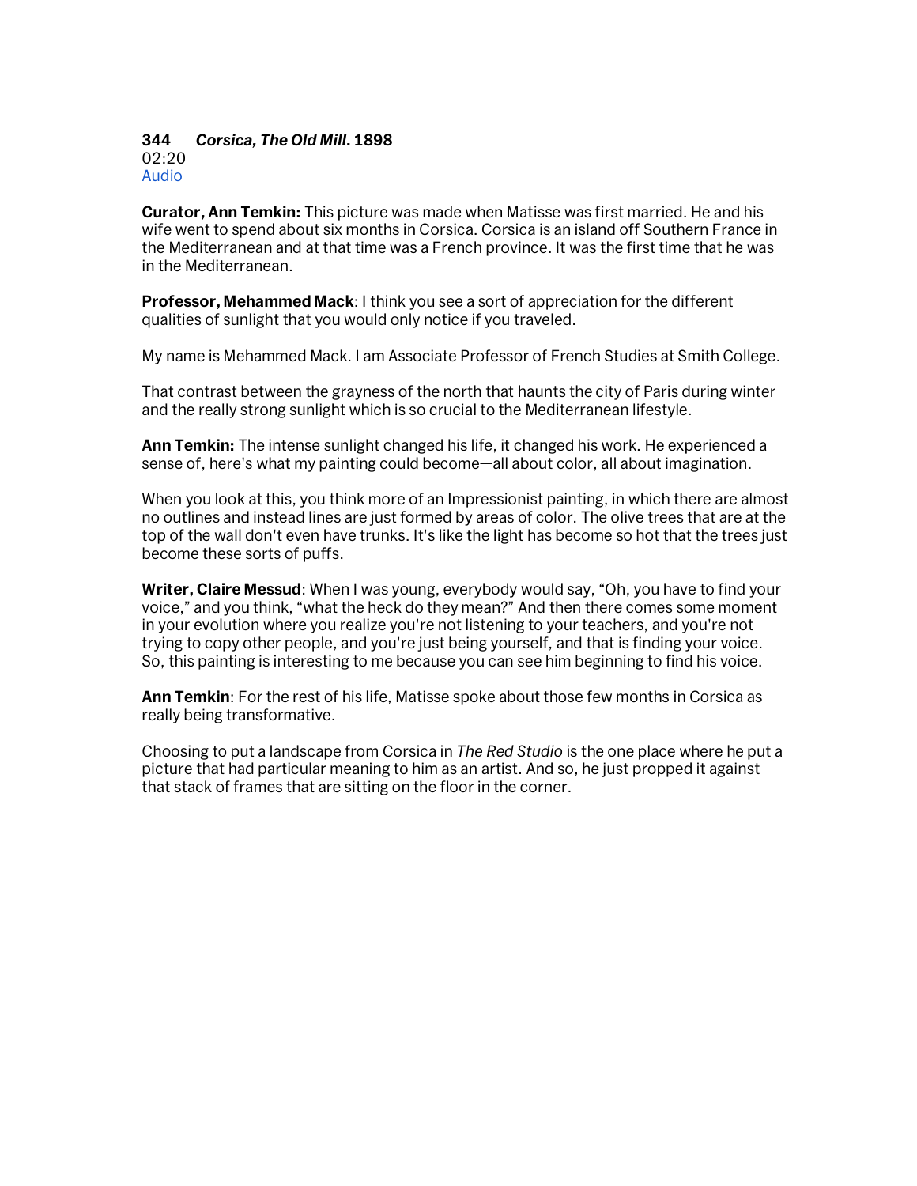**344** ***Corsica, The Old Mill*. 1898**
02:20
Audio

**Curator, Ann Temkin:** This picture was made when Matisse was first married. He and his wife went to spend about six months in Corsica. Corsica is an island off Southern France in the Mediterranean and at that time was a French province. It was the first time that he was in the Mediterranean.

**Professor, Mehammed Mack**: I think you see a sort of appreciation for the different qualities of sunlight that you would only notice if you traveled.

My name is Mehammed Mack. I am Associate Professor of French Studies at Smith College.

That contrast between the grayness of the north that haunts the city of Paris during winter and the really strong sunlight which is so crucial to the Mediterranean lifestyle.

**Ann Temkin:** The intense sunlight changed his life, it changed his work. He experienced a sense of, here's what my painting could become—all about color, all about imagination.

When you look at this, you think more of an Impressionist painting, in which there are almost no outlines and instead lines are just formed by areas of color. The olive trees that are at the top of the wall don't even have trunks. It's like the light has become so hot that the trees just become these sorts of puffs.

**Writer, Claire Messud**: When I was young, everybody would say, "Oh, you have to find your voice," and you think, "what the heck do they mean?" And then there comes some moment in your evolution where you realize you're not listening to your teachers, and you're not trying to copy other people, and you're just being yourself, and that is finding your voice. So, this painting is interesting to me because you can see him beginning to find his voice.

**Ann Temkin**: For the rest of his life, Matisse spoke about those few months in Corsica as really being transformative.

Choosing to put a landscape from Corsica in *The Red Studio* is the one place where he put a picture that had particular meaning to him as an artist. And so, he just propped it against that stack of frames that are sitting on the floor in the corner.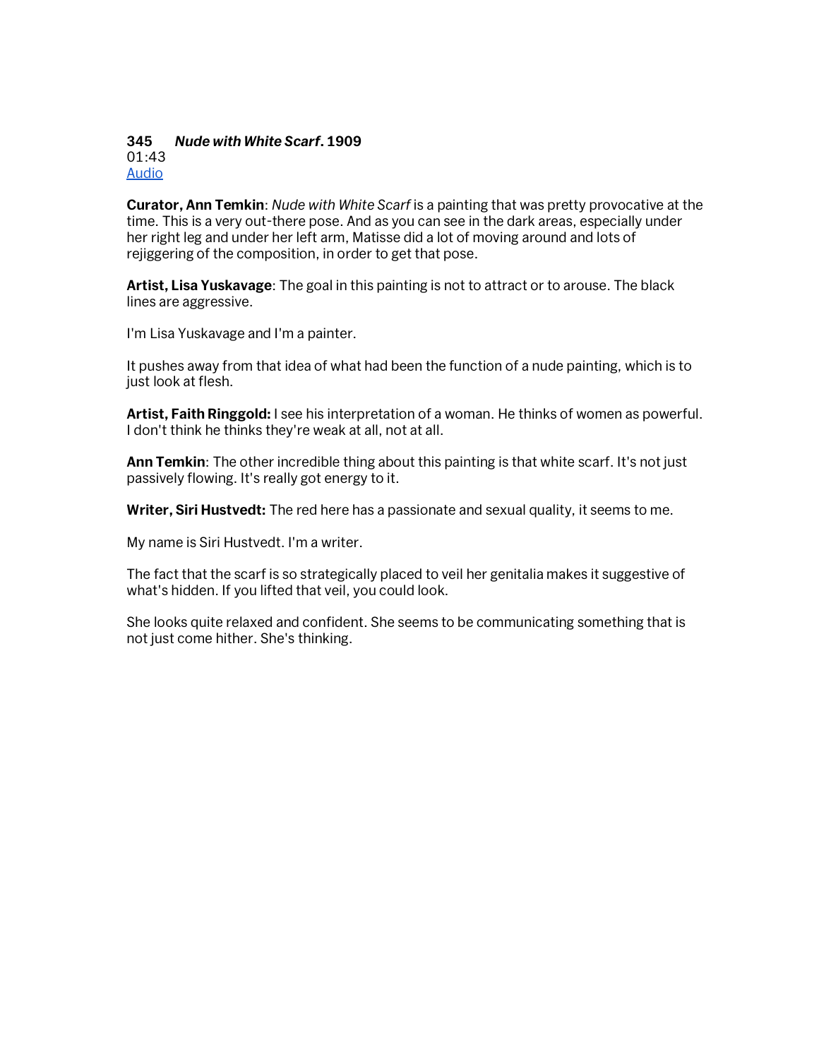**345** ***Nude with White Scarf*. 1909**
01:43
[Audio]

**Curator, Ann Temkin**: *Nude with White Scarf* is a painting that was pretty provocative at the time. This is a very out-there pose. And as you can see in the dark areas, especially under her right leg and under her left arm, Matisse did a lot of moving around and lots of rejiggering of the composition, in order to get that pose.

**Artist, Lisa Yuskavage**: The goal in this painting is not to attract or to arouse. The black lines are aggressive.

I'm Lisa Yuskavage and I'm a painter.

It pushes away from that idea of what had been the function of a nude painting, which is to just look at flesh.

**Artist, Faith Ringgold:** I see his interpretation of a woman. He thinks of women as powerful. I don't think he thinks they're weak at all, not at all.

**Ann Temkin**: The other incredible thing about this painting is that white scarf. It's not just passively flowing. It's really got energy to it.

**Writer, Siri Hustvedt:** The red here has a passionate and sexual quality, it seems to me.

My name is Siri Hustvedt. I'm a writer.

The fact that the scarf is so strategically placed to veil her genitalia makes it suggestive of what's hidden. If you lifted that veil, you could look.

She looks quite relaxed and confident. She seems to be communicating something that is not just come hither. She's thinking.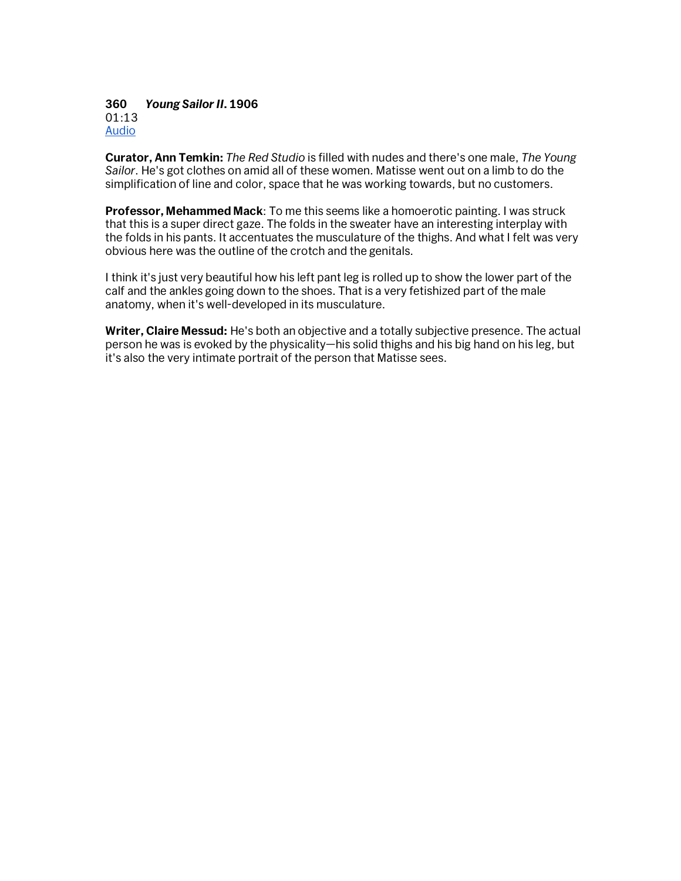**360** ***Young Sailor II*. 1906**
01:13
Audio

**Curator, Ann Temkin:** *The Red Studio* is filled with nudes and there's one male, *The Young Sailor*. He's got clothes on amid all of these women. Matisse went out on a limb to do the simplification of line and color, space that he was working towards, but no customers.

**Professor, Mehammed Mack**: To me this seems like a homoerotic painting. I was struck that this is a super direct gaze. The folds in the sweater have an interesting interplay with the folds in his pants. It accentuates the musculature of the thighs. And what I felt was very obvious here was the outline of the crotch and the genitals.

I think it's just very beautiful how his left pant leg is rolled up to show the lower part of the calf and the ankles going down to the shoes. That is a very fetishized part of the male anatomy, when it's well-developed in its musculature.

**Writer, Claire Messud:** He's both an objective and a totally subjective presence. The actual person he was is evoked by the physicality—his solid thighs and his big hand on his leg, but it's also the very intimate portrait of the person that Matisse sees.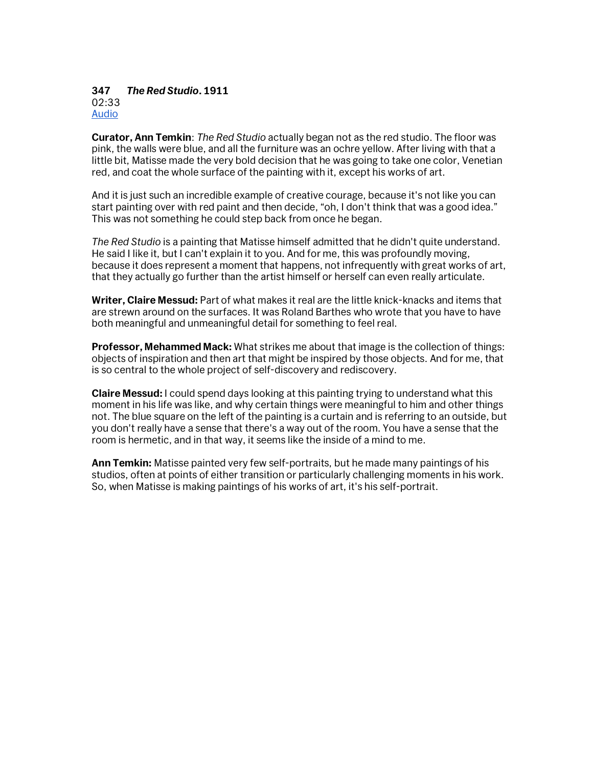**347** ***The Red Studio*. 1911**
02:33
[Audio]

**Curator, Ann Temkin**: *The Red Studio* actually began not as the red studio. The floor was pink, the walls were blue, and all the furniture was an ochre yellow. After living with that a little bit, Matisse made the very bold decision that he was going to take one color, Venetian red, and coat the whole surface of the painting with it, except his works of art.

And it is just such an incredible example of creative courage, because it's not like you can start painting over with red paint and then decide, "oh, I don't think that was a good idea." This was not something he could step back from once he began.

*The Red Studio* is a painting that Matisse himself admitted that he didn't quite understand. He said I like it, but I can't explain it to you. And for me, this was profoundly moving, because it does represent a moment that happens, not infrequently with great works of art, that they actually go further than the artist himself or herself can even really articulate.

**Writer, Claire Messud:** Part of what makes it real are the little knick-knacks and items that are strewn around on the surfaces. It was Roland Barthes who wrote that you have to have both meaningful and unmeaningful detail for something to feel real.

**Professor, Mehammed Mack:** What strikes me about that image is the collection of things: objects of inspiration and then art that might be inspired by those objects. And for me, that is so central to the whole project of self-discovery and rediscovery.

**Claire Messud:** I could spend days looking at this painting trying to understand what this moment in his life was like, and why certain things were meaningful to him and other things not. The blue square on the left of the painting is a curtain and is referring to an outside, but you don't really have a sense that there's a way out of the room. You have a sense that the room is hermetic, and in that way, it seems like the inside of a mind to me.

**Ann Temkin:** Matisse painted very few self-portraits, but he made many paintings of his studios, often at points of either transition or particularly challenging moments in his work. So, when Matisse is making paintings of his works of art, it's his self-portrait.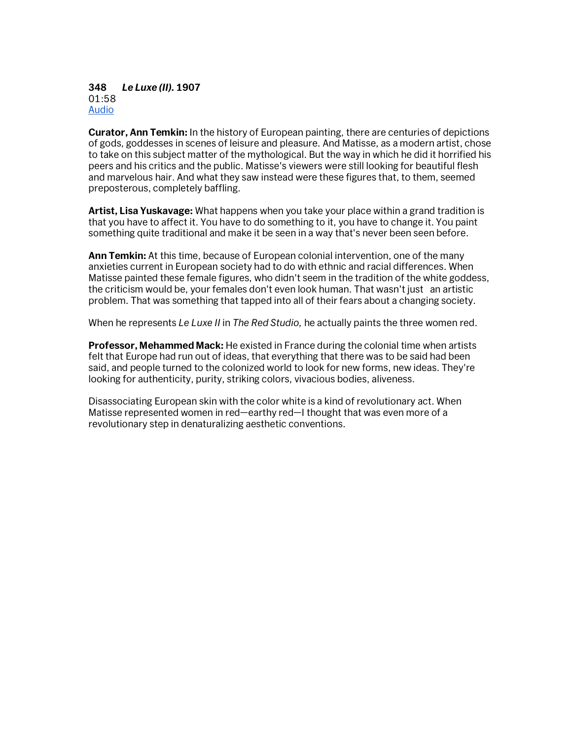**348** ***Le Luxe (II).*** **1907**
01:58
Audio

**Curator, Ann Temkin:** In the history of European painting, there are centuries of depictions of gods, goddesses in scenes of leisure and pleasure. And Matisse, as a modern artist, chose to take on this subject matter of the mythological. But the way in which he did it horrified his peers and his critics and the public. Matisse's viewers were still looking for beautiful flesh and marvelous hair. And what they saw instead were these figures that, to them, seemed preposterous, completely baffling.

**Artist, Lisa Yuskavage:** What happens when you take your place within a grand tradition is that you have to affect it. You have to do something to it, you have to change it. You paint something quite traditional and make it be seen in a way that's never been seen before.

**Ann Temkin:** At this time, because of European colonial intervention, one of the many anxieties current in European society had to do with ethnic and racial differences. When Matisse painted these female figures, who didn't seem in the tradition of the white goddess, the criticism would be, your females don't even look human. That wasn't just an artistic problem. That was something that tapped into all of their fears about a changing society.

When he represents *Le Luxe II* in *The Red Studio,* he actually paints the three women red.

**Professor, Mehammed Mack:** He existed in France during the colonial time when artists felt that Europe had run out of ideas, that everything that there was to be said had been said, and people turned to the colonized world to look for new forms, new ideas. They're looking for authenticity, purity, striking colors, vivacious bodies, aliveness.

Disassociating European skin with the color white is a kind of revolutionary act. When Matisse represented women in red—earthy red—I thought that was even more of a revolutionary step in denaturalizing aesthetic conventions.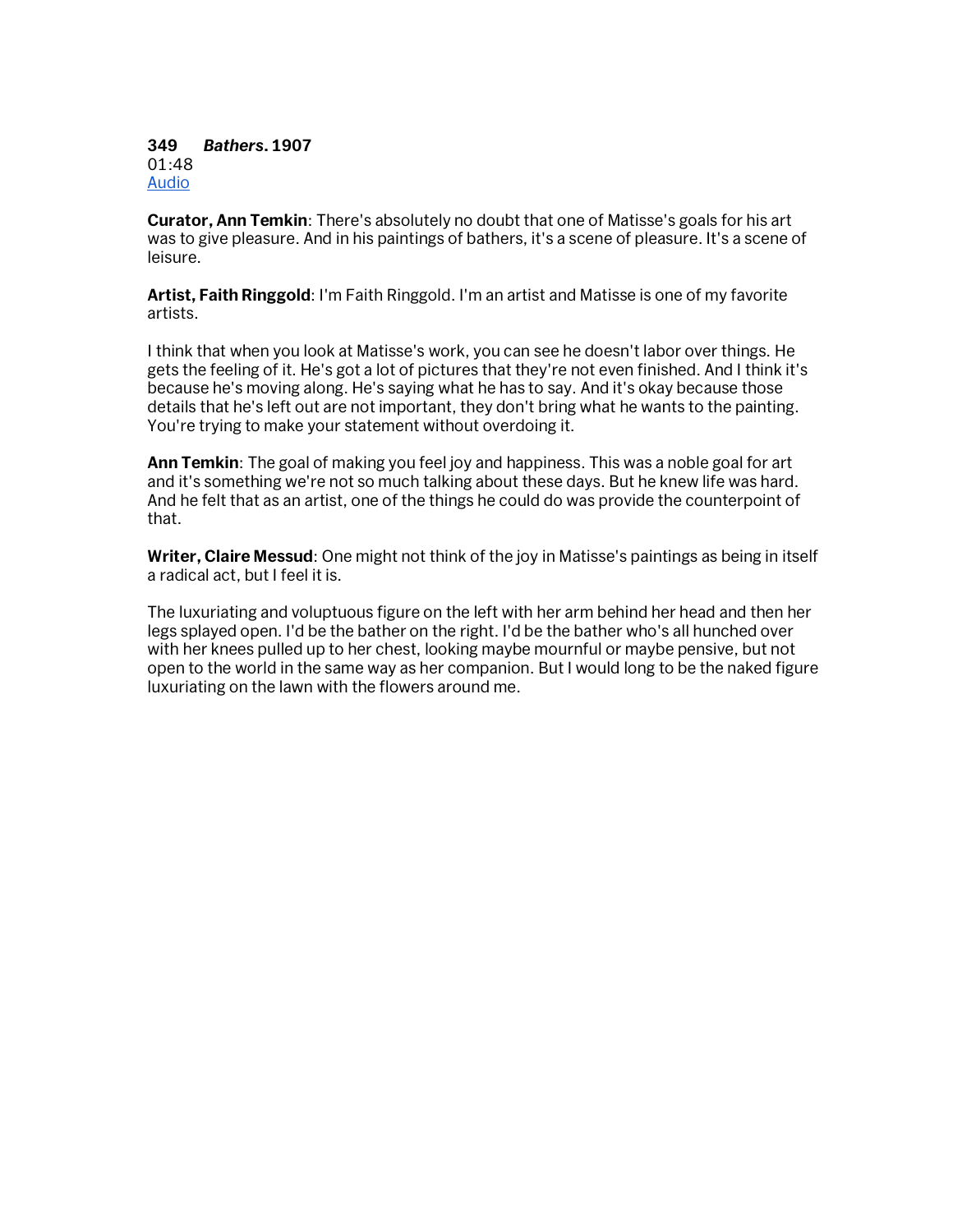**349** ***Bathers*****. 1907**
01:48
Audio

**Curator, Ann Temkin**: There's absolutely no doubt that one of Matisse's goals for his art was to give pleasure. And in his paintings of bathers, it's a scene of pleasure. It's a scene of leisure.

**Artist, Faith Ringgold**: I'm Faith Ringgold. I'm an artist and Matisse is one of my favorite artists.

I think that when you look at Matisse's work, you can see he doesn't labor over things. He gets the feeling of it. He's got a lot of pictures that they're not even finished. And I think it's because he's moving along. He's saying what he has to say. And it's okay because those details that he's left out are not important, they don't bring what he wants to the painting. You're trying to make your statement without overdoing it.

**Ann Temkin**: The goal of making you feel joy and happiness. This was a noble goal for art and it's something we're not so much talking about these days. But he knew life was hard. And he felt that as an artist, one of the things he could do was provide the counterpoint of that.

**Writer, Claire Messud**: One might not think of the joy in Matisse's paintings as being in itself a radical act, but I feel it is.

The luxuriating and voluptuous figure on the left with her arm behind her head and then her legs splayed open. I'd be the bather on the right. I'd be the bather who's all hunched over with her knees pulled up to her chest, looking maybe mournful or maybe pensive, but not open to the world in the same way as her companion. But I would long to be the naked figure luxuriating on the lawn with the flowers around me.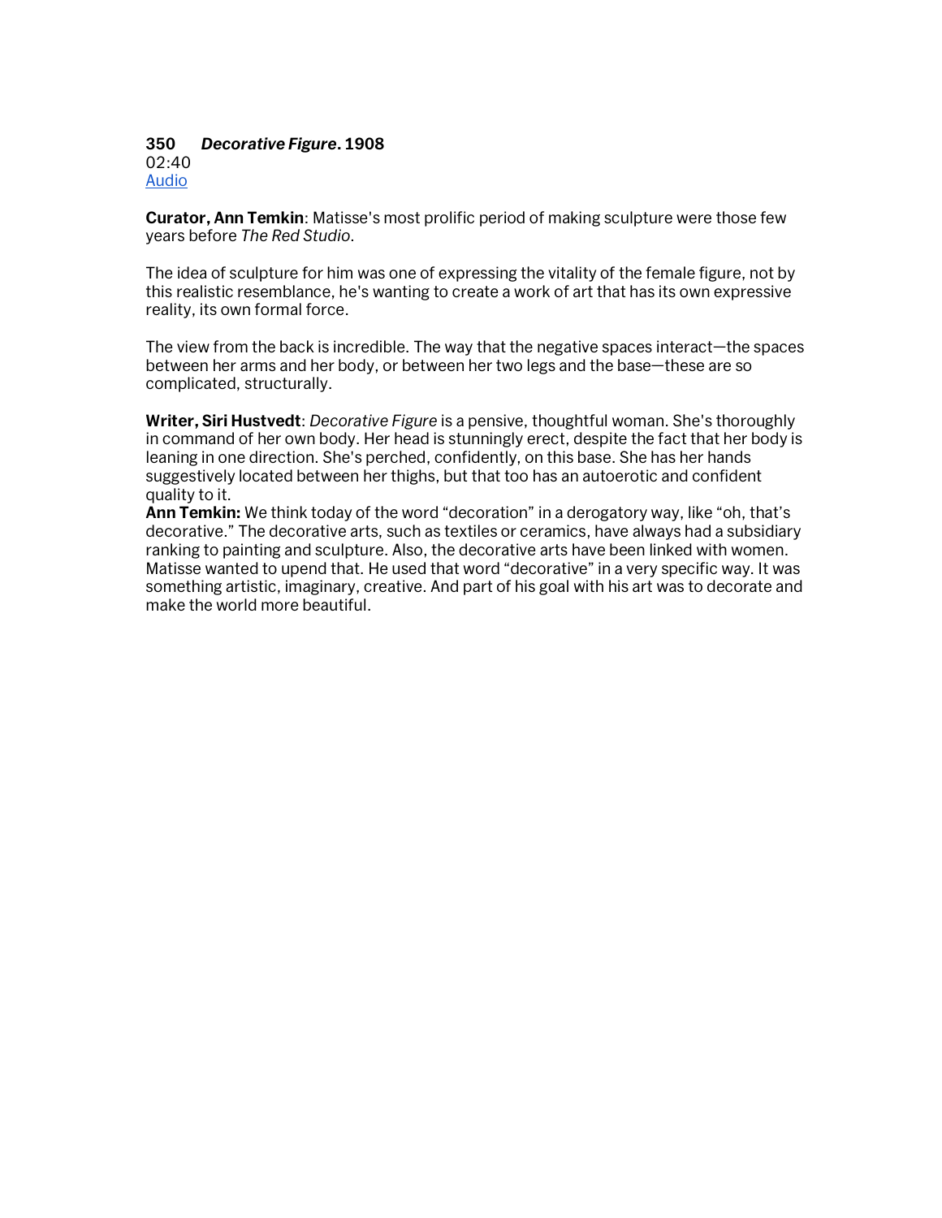**350** ***Decorative Figure*. 1908**
02:40
[Audio]

**Curator, Ann Temkin**: Matisse's most prolific period of making sculpture were those few years before *The Red Studio*.

The idea of sculpture for him was one of expressing the vitality of the female figure, not by this realistic resemblance, he's wanting to create a work of art that has its own expressive reality, its own formal force.

The view from the back is incredible. The way that the negative spaces interact—the spaces between her arms and her body, or between her two legs and the base—these are so complicated, structurally.

**Writer, Siri Hustvedt**: *Decorative Figure* is a pensive, thoughtful woman. She's thoroughly in command of her own body. Her head is stunningly erect, despite the fact that her body is leaning in one direction. She's perched, confidently, on this base. She has her hands suggestively located between her thighs, but that too has an autoerotic and confident quality to it.

**Ann Temkin:** We think today of the word "decoration" in a derogatory way, like "oh, that's decorative." The decorative arts, such as textiles or ceramics, have always had a subsidiary ranking to painting and sculpture. Also, the decorative arts have been linked with women. Matisse wanted to upend that. He used that word "decorative" in a very specific way. It was something artistic, imaginary, creative. And part of his goal with his art was to decorate and make the world more beautiful.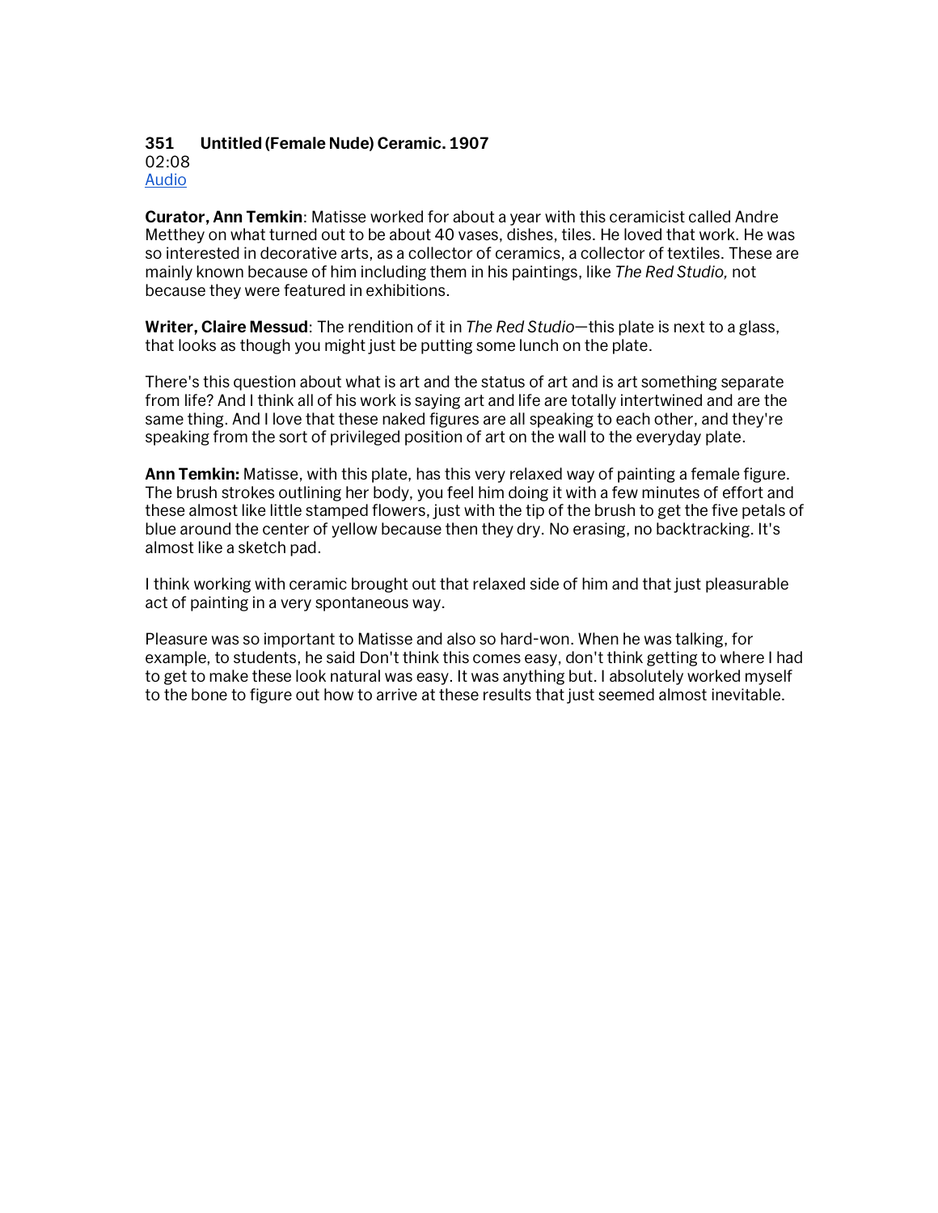**351 Untitled (Female Nude) Ceramic. 1907**
02:08
Audio

**Curator, Ann Temkin**: Matisse worked for about a year with this ceramicist called Andre Metthey on what turned out to be about 40 vases, dishes, tiles. He loved that work. He was so interested in decorative arts, as a collector of ceramics, a collector of textiles. These are mainly known because of him including them in his paintings, like *The Red Studio,* not because they were featured in exhibitions.

**Writer, Claire Messud**: The rendition of it in *The Red Studio*—this plate is next to a glass, that looks as though you might just be putting some lunch on the plate.

There's this question about what is art and the status of art and is art something separate from life? And I think all of his work is saying art and life are totally intertwined and are the same thing. And I love that these naked figures are all speaking to each other, and they're speaking from the sort of privileged position of art on the wall to the everyday plate.

**Ann Temkin:** Matisse, with this plate, has this very relaxed way of painting a female figure. The brush strokes outlining her body, you feel him doing it with a few minutes of effort and these almost like little stamped flowers, just with the tip of the brush to get the five petals of blue around the center of yellow because then they dry. No erasing, no backtracking. It's almost like a sketch pad.

I think working with ceramic brought out that relaxed side of him and that just pleasurable act of painting in a very spontaneous way.

Pleasure was so important to Matisse and also so hard-won. When he was talking, for example, to students, he said Don't think this comes easy, don't think getting to where I had to get to make these look natural was easy. It was anything but. I absolutely worked myself to the bone to figure out how to arrive at these results that just seemed almost inevitable.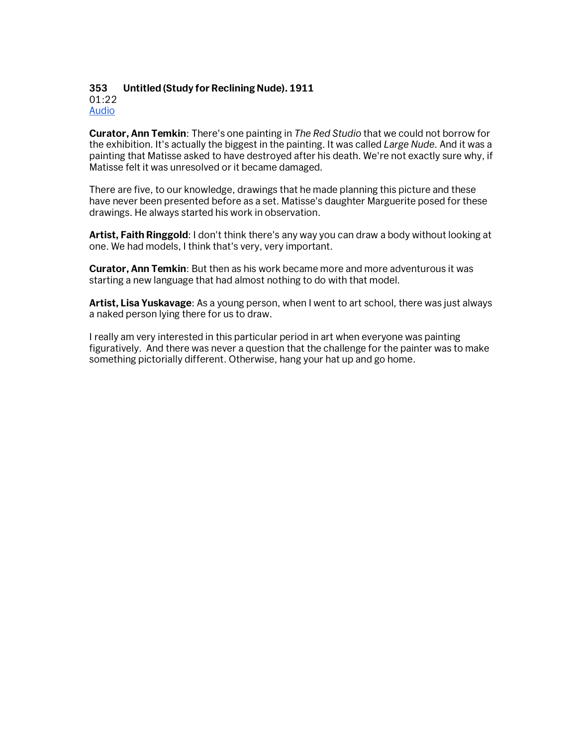### 353 Untitled (Study for Reclining Nude). 1911

01:22
[Audio]

**Curator, Ann Temkin**: There's one painting in *The Red Studio* that we could not borrow for the exhibition. It's actually the biggest in the painting. It was called *Large Nude*. And it was a painting that Matisse asked to have destroyed after his death. We're not exactly sure why, if Matisse felt it was unresolved or it became damaged.

There are five, to our knowledge, drawings that he made planning this picture and these have never been presented before as a set. Matisse's daughter Marguerite posed for these drawings. He always started his work in observation.

**Artist, Faith Ringgold**: I don't think there's any way you can draw a body without looking at one. We had models, I think that's very, very important.

**Curator, Ann Temkin**: But then as his work became more and more adventurous it was starting a new language that had almost nothing to do with that model.

**Artist, Lisa Yuskavage**: As a young person, when I went to art school, there was just always a naked person lying there for us to draw.

I really am very interested in this particular period in art when everyone was painting figuratively. And there was never a question that the challenge for the painter was to make something pictorially different. Otherwise, hang your hat up and go home.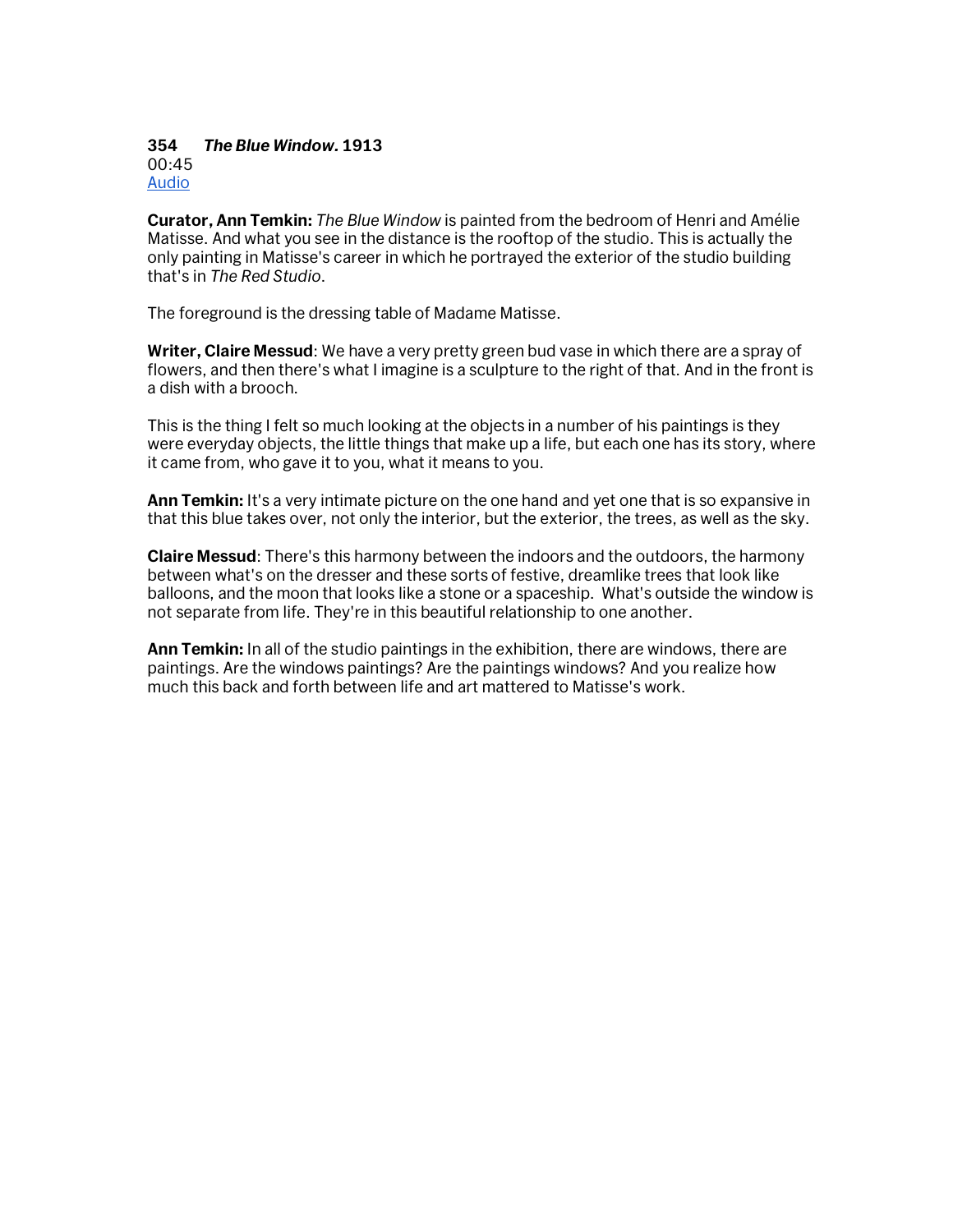**354** ***The Blue Window*. 1913**
00:45
Audio

**Curator, Ann Temkin:** *The Blue Window* is painted from the bedroom of Henri and Amélie Matisse. And what you see in the distance is the rooftop of the studio. This is actually the only painting in Matisse's career in which he portrayed the exterior of the studio building that's in *The Red Studio*.

The foreground is the dressing table of Madame Matisse.

**Writer, Claire Messud**: We have a very pretty green bud vase in which there are a spray of flowers, and then there's what I imagine is a sculpture to the right of that. And in the front is a dish with a brooch.

This is the thing I felt so much looking at the objects in a number of his paintings is they were everyday objects, the little things that make up a life, but each one has its story, where it came from, who gave it to you, what it means to you.

**Ann Temkin:** It's a very intimate picture on the one hand and yet one that is so expansive in that this blue takes over, not only the interior, but the exterior, the trees, as well as the sky.

**Claire Messud**: There's this harmony between the indoors and the outdoors, the harmony between what's on the dresser and these sorts of festive, dreamlike trees that look like balloons, and the moon that looks like a stone or a spaceship. What's outside the window is not separate from life. They're in this beautiful relationship to one another.

**Ann Temkin:** In all of the studio paintings in the exhibition, there are windows, there are paintings. Are the windows paintings? Are the paintings windows? And you realize how much this back and forth between life and art mattered to Matisse's work.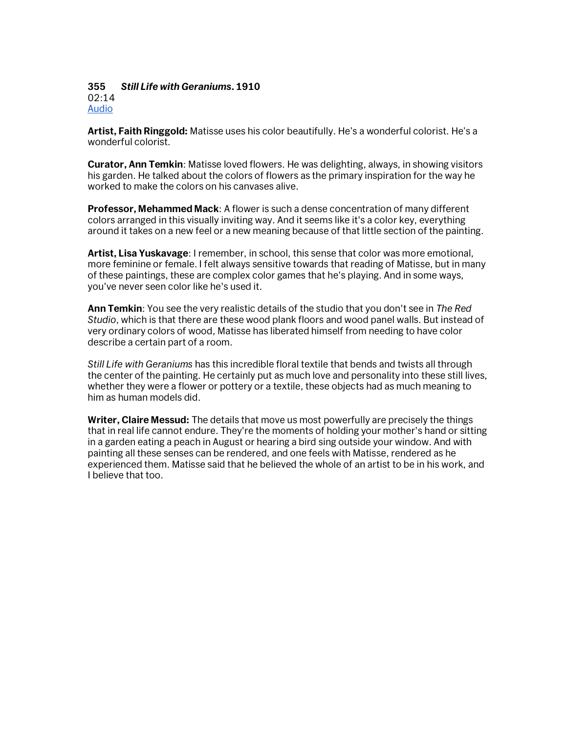**355** ***Still Life with Geraniums*. 1910**
02:14
[Audio]

**Artist, Faith Ringgold:** Matisse uses his color beautifully. He's a wonderful colorist. He's a wonderful colorist.

**Curator, Ann Temkin**: Matisse loved flowers. He was delighting, always, in showing visitors his garden. He talked about the colors of flowers as the primary inspiration for the way he worked to make the colors on his canvases alive.

**Professor, Mehammed Mack**: A flower is such a dense concentration of many different colors arranged in this visually inviting way. And it seems like it's a color key, everything around it takes on a new feel or a new meaning because of that little section of the painting.

**Artist, Lisa Yuskavage**: I remember, in school, this sense that color was more emotional, more feminine or female. I felt always sensitive towards that reading of Matisse, but in many of these paintings, these are complex color games that he's playing. And in some ways, you've never seen color like he's used it.

**Ann Temkin**: You see the very realistic details of the studio that you don't see in *The Red Studio*, which is that there are these wood plank floors and wood panel walls. But instead of very ordinary colors of wood, Matisse has liberated himself from needing to have color describe a certain part of a room.

*Still Life with Geraniums* has this incredible floral textile that bends and twists all through the center of the painting. He certainly put as much love and personality into these still lives, whether they were a flower or pottery or a textile, these objects had as much meaning to him as human models did.

**Writer, Claire Messud:** The details that move us most powerfully are precisely the things that in real life cannot endure. They're the moments of holding your mother's hand or sitting in a garden eating a peach in August or hearing a bird sing outside your window. And with painting all these senses can be rendered, and one feels with Matisse, rendered as he experienced them. Matisse said that he believed the whole of an artist to be in his work, and I believe that too.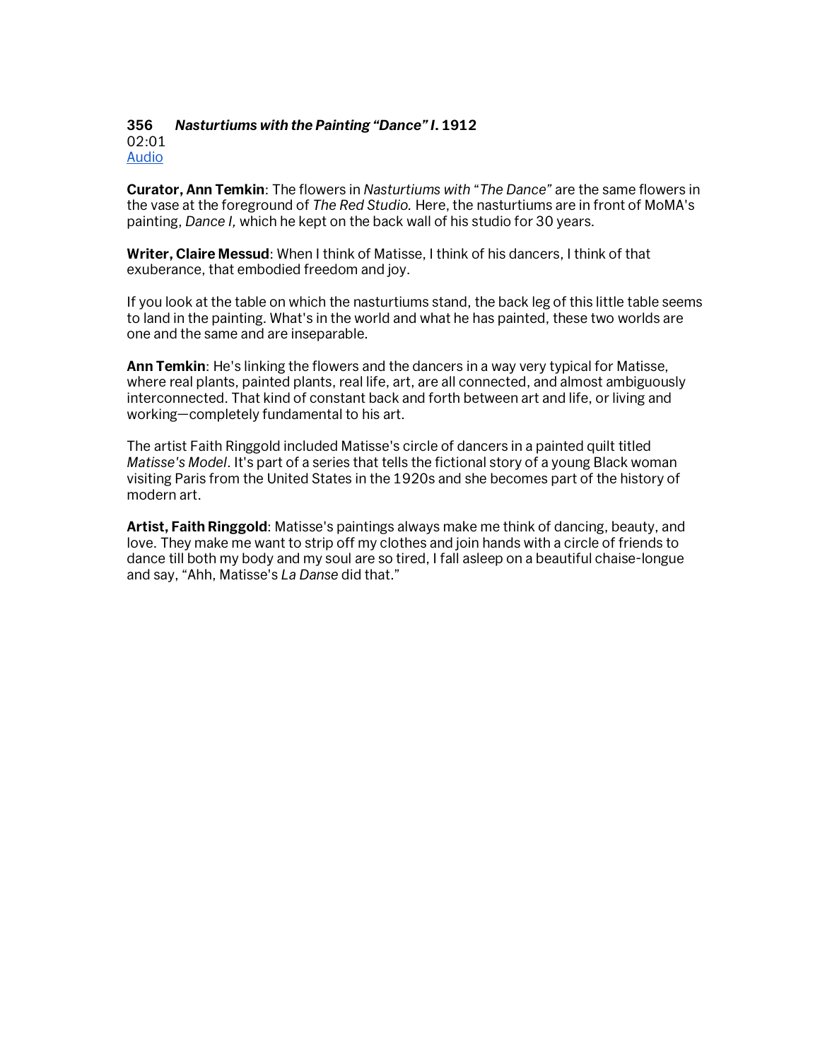### 356 *Nasturtiums with the Painting "Dance" I*. 1912

02:01
[Audio]

**Curator, Ann Temkin**: The flowers in *Nasturtiums with "The Dance"* are the same flowers in the vase at the foreground of *The Red Studio.* Here, the nasturtiums are in front of MoMA's painting, *Dance I,* which he kept on the back wall of his studio for 30 years.

**Writer, Claire Messud**: When I think of Matisse, I think of his dancers, I think of that exuberance, that embodied freedom and joy.

If you look at the table on which the nasturtiums stand, the back leg of this little table seems to land in the painting. What's in the world and what he has painted, these two worlds are one and the same and are inseparable.

**Ann Temkin**: He's linking the flowers and the dancers in a way very typical for Matisse, where real plants, painted plants, real life, art, are all connected, and almost ambiguously interconnected. That kind of constant back and forth between art and life, or living and working—completely fundamental to his art.

The artist Faith Ringgold included Matisse's circle of dancers in a painted quilt titled *Matisse's Model*. It's part of a series that tells the fictional story of a young Black woman visiting Paris from the United States in the 1920s and she becomes part of the history of modern art.

**Artist, Faith Ringgold**: Matisse's paintings always make me think of dancing, beauty, and love. They make me want to strip off my clothes and join hands with a circle of friends to dance till both my body and my soul are so tired, I fall asleep on a beautiful chaise-longue and say, "Ahh, Matisse's *La Danse* did that."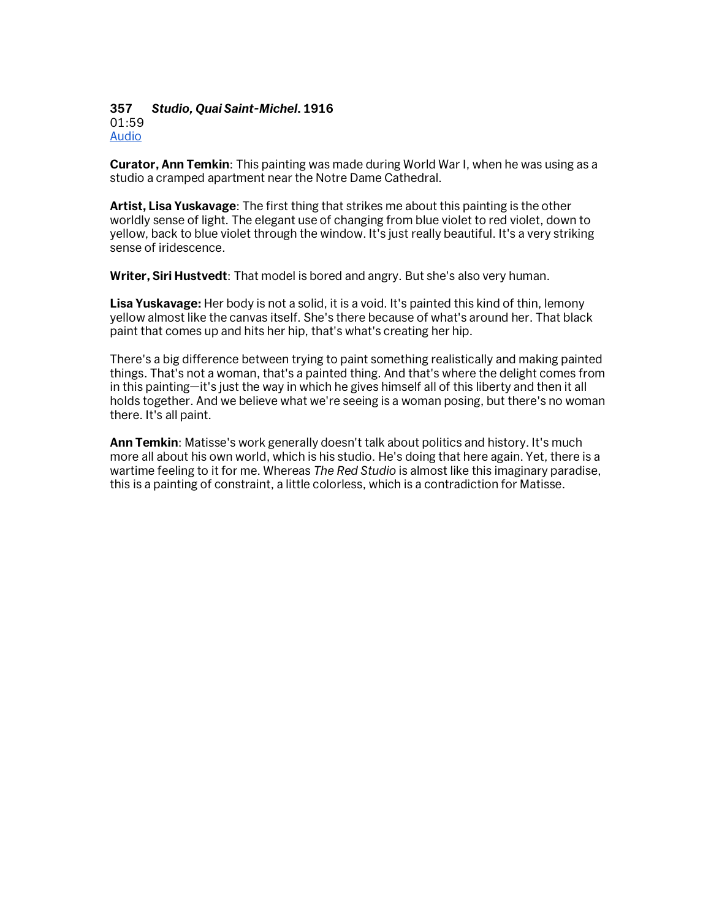**357** ***Studio, Quai Saint-Michel*****. 1916**
01:59
Audio

**Curator, Ann Temkin**: This painting was made during World War I, when he was using as a studio a cramped apartment near the Notre Dame Cathedral.

**Artist, Lisa Yuskavage**: The first thing that strikes me about this painting is the other worldly sense of light. The elegant use of changing from blue violet to red violet, down to yellow, back to blue violet through the window. It's just really beautiful. It's a very striking sense of iridescence.

**Writer, Siri Hustvedt**: That model is bored and angry. But she's also very human.

**Lisa Yuskavage:** Her body is not a solid, it is a void. It's painted this kind of thin, lemony yellow almost like the canvas itself. She's there because of what's around her. That black paint that comes up and hits her hip, that's what's creating her hip.

There's a big difference between trying to paint something realistically and making painted things. That's not a woman, that's a painted thing. And that's where the delight comes from in this painting—it's just the way in which he gives himself all of this liberty and then it all holds together. And we believe what we're seeing is a woman posing, but there's no woman there. It's all paint.

**Ann Temkin**: Matisse's work generally doesn't talk about politics and history. It's much more all about his own world, which is his studio. He's doing that here again. Yet, there is a wartime feeling to it for me. Whereas *The Red Studio* is almost like this imaginary paradise, this is a painting of constraint, a little colorless, which is a contradiction for Matisse.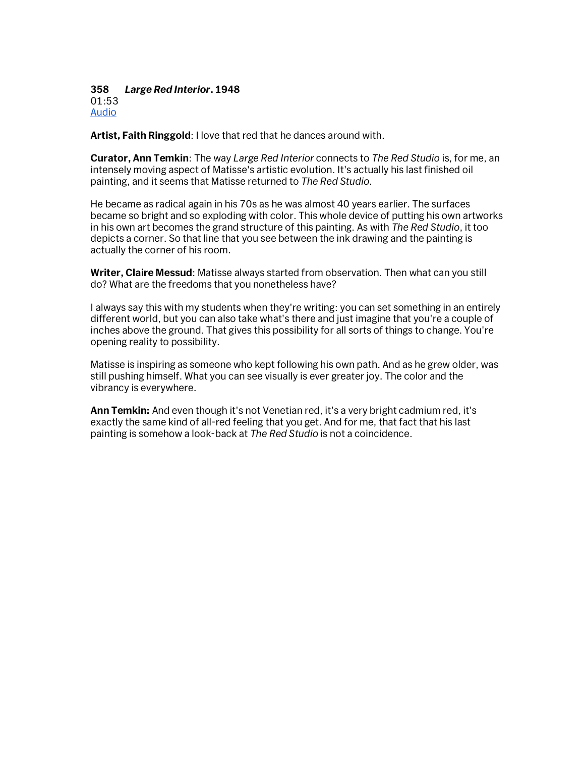**358** ***Large Red Interior*. 1948**
01:53
Audio

**Artist, Faith Ringgold**: I love that red that he dances around with.

**Curator, Ann Temkin**: The way *Large Red Interior* connects to *The Red Studio* is, for me, an intensely moving aspect of Matisse's artistic evolution. It's actually his last finished oil painting, and it seems that Matisse returned to *The Red Studio*.

He became as radical again in his 70s as he was almost 40 years earlier. The surfaces became so bright and so exploding with color. This whole device of putting his own artworks in his own art becomes the grand structure of this painting. As with *The Red Studio*, it too depicts a corner. So that line that you see between the ink drawing and the painting is actually the corner of his room.

**Writer, Claire Messud**: Matisse always started from observation. Then what can you still do? What are the freedoms that you nonetheless have?

I always say this with my students when they're writing: you can set something in an entirely different world, but you can also take what's there and just imagine that you're a couple of inches above the ground. That gives this possibility for all sorts of things to change. You're opening reality to possibility.

Matisse is inspiring as someone who kept following his own path. And as he grew older, was still pushing himself. What you can see visually is ever greater joy. The color and the vibrancy is everywhere.

**Ann Temkin:** And even though it's not Venetian red, it's a very bright cadmium red, it's exactly the same kind of all-red feeling that you get. And for me, that fact that his last painting is somehow a look-back at *The Red Studio* is not a coincidence.